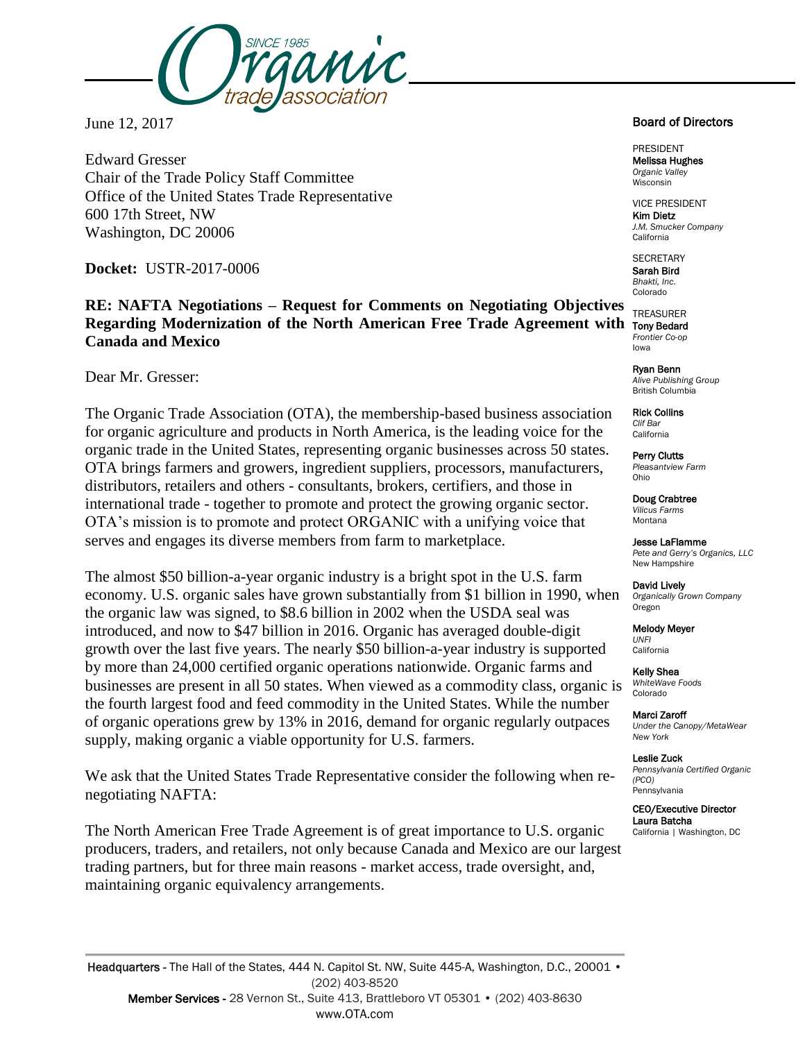**Organic Trade Association** — SINCE 1985

June 12, 2017

Edward Gresser
Chair of the Trade Policy Staff Committee
Office of the United States Trade Representative
600 17th Street, NW
Washington, DC 20006

**Docket:** USTR-2017-0006

**RE: NAFTA Negotiations – Request for Comments on Negotiating Objectives Regarding Modernization of the North American Free Trade Agreement with Canada and Mexico**

Dear Mr. Gresser:

The Organic Trade Association (OTA), the membership-based business association for organic agriculture and products in North America, is the leading voice for the organic trade in the United States, representing organic businesses across 50 states. OTA brings farmers and growers, ingredient suppliers, processors, manufacturers, distributors, retailers and others - consultants, brokers, certifiers, and those in international trade - together to promote and protect the growing organic sector. OTA's mission is to promote and protect ORGANIC with a unifying voice that serves and engages its diverse members from farm to marketplace.

The almost $50 billion-a-year organic industry is a bright spot in the U.S. farm economy. U.S. organic sales have grown substantially from $1 billion in 1990, when the organic law was signed, to $8.6 billion in 2002 when the USDA seal was introduced, and now to $47 billion in 2016. Organic has averaged double-digit growth over the last five years. The nearly $50 billion-a-year industry is supported by more than 24,000 certified organic operations nationwide. Organic farms and businesses are present in all 50 states. When viewed as a commodity class, organic is the fourth largest food and feed commodity in the United States. While the number of organic operations grew by 13% in 2016, demand for organic regularly outpaces supply, making organic a viable opportunity for U.S. farmers.

We ask that the United States Trade Representative consider the following when re-negotiating NAFTA:

The North American Free Trade Agreement is of great importance to U.S. organic producers, traders, and retailers, not only because Canada and Mexico are our largest trading partners, but for three main reasons - market access, trade oversight, and, maintaining organic equivalency arrangements.

**Board of Directors**

PRESIDENT
**Melissa Hughes**
*Organic Valley*
Wisconsin

VICE PRESIDENT
**Kim Dietz**
*J.M. Smucker Company*
California

SECRETARY
**Sarah Bird**
*Bhakti, Inc.*
Colorado

TREASURER
**Tony Bedard**
*Frontier Co-op*
Iowa

**Ryan Benn**
*Alive Publishing Group*
British Columbia

**Rick Collins**
*Clif Bar*
California

**Perry Clutts**
*Pleasantview Farm*
Ohio

**Doug Crabtree**
*Vilicus Farms*
Montana

**Jesse LaFlamme**
*Pete and Gerry's Organics, LLC*
New Hampshire

**David Lively**
*Organically Grown Company*
Oregon

**Melody Meyer**
*UNFI*
California

**Kelly Shea**
*WhiteWave Foods*
Colorado

**Marci Zaroff**
*Under the Canopy/MetaWear*
*New York*

**Leslie Zuck**
*Pennsylvania Certified Organic (PCO)*
Pennsylvania

**CEO/Executive Director**
**Laura Batcha**
California | Washington, DC

**Headquarters** - The Hall of the States, 444 N. Capitol St. NW, Suite 445-A, Washington, D.C., 20001 • (202) 403-8520
**Member Services** - 28 Vernon St., Suite 413, Brattleboro VT 05301 • (202) 403-8630
www.OTA.com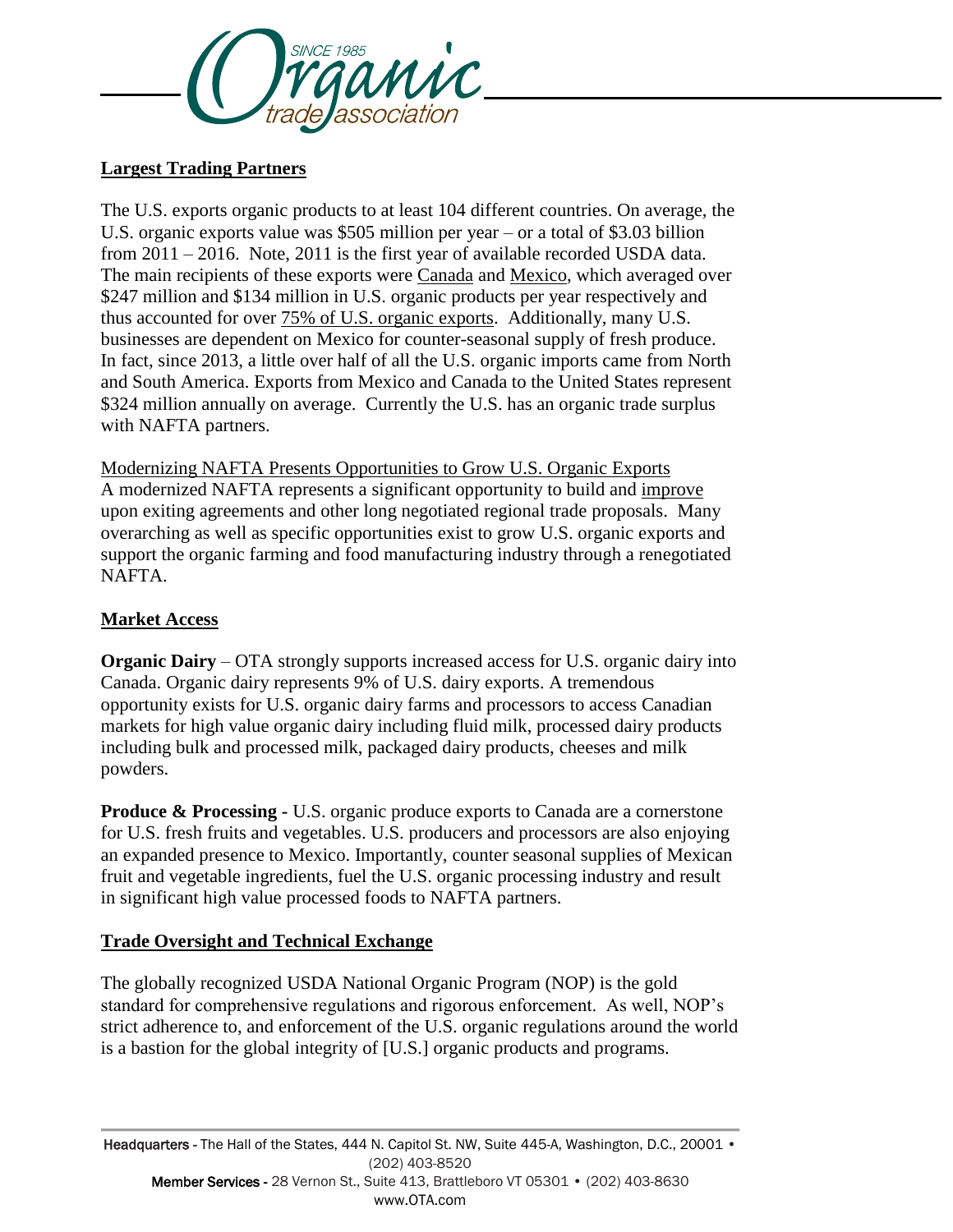## Largest Trading Partners

The U.S. exports organic products to at least 104 different countries. On average, the U.S. organic exports value was $505 million per year – or a total of $3.03 billion from 2011 – 2016. Note, 2011 is the first year of available recorded USDA data. The main recipients of these exports were Canada and Mexico, which averaged over $247 million and $134 million in U.S. organic products per year respectively and thus accounted for over 75% of U.S. organic exports. Additionally, many U.S. businesses are dependent on Mexico for counter-seasonal supply of fresh produce. In fact, since 2013, a little over half of all the U.S. organic imports came from North and South America. Exports from Mexico and Canada to the United States represent $324 million annually on average. Currently the U.S. has an organic trade surplus with NAFTA partners.

Modernizing NAFTA Presents Opportunities to Grow U.S. Organic Exports
A modernized NAFTA represents a significant opportunity to build and improve upon exiting agreements and other long negotiated regional trade proposals. Many overarching as well as specific opportunities exist to grow U.S. organic exports and support the organic farming and food manufacturing industry through a renegotiated NAFTA.

## Market Access

**Organic Dairy** – OTA strongly supports increased access for U.S. organic dairy into Canada. Organic dairy represents 9% of U.S. dairy exports. A tremendous opportunity exists for U.S. organic dairy farms and processors to access Canadian markets for high value organic dairy including fluid milk, processed dairy products including bulk and processed milk, packaged dairy products, cheeses and milk powders.

**Produce & Processing -** U.S. organic produce exports to Canada are a cornerstone for U.S. fresh fruits and vegetables. U.S. producers and processors are also enjoying an expanded presence to Mexico. Importantly, counter seasonal supplies of Mexican fruit and vegetable ingredients, fuel the U.S. organic processing industry and result in significant high value processed foods to NAFTA partners.

## Trade Oversight and Technical Exchange

The globally recognized USDA National Organic Program (NOP) is the gold standard for comprehensive regulations and rigorous enforcement. As well, NOP's strict adherence to, and enforcement of the U.S. organic regulations around the world is a bastion for the global integrity of [U.S.] organic products and programs.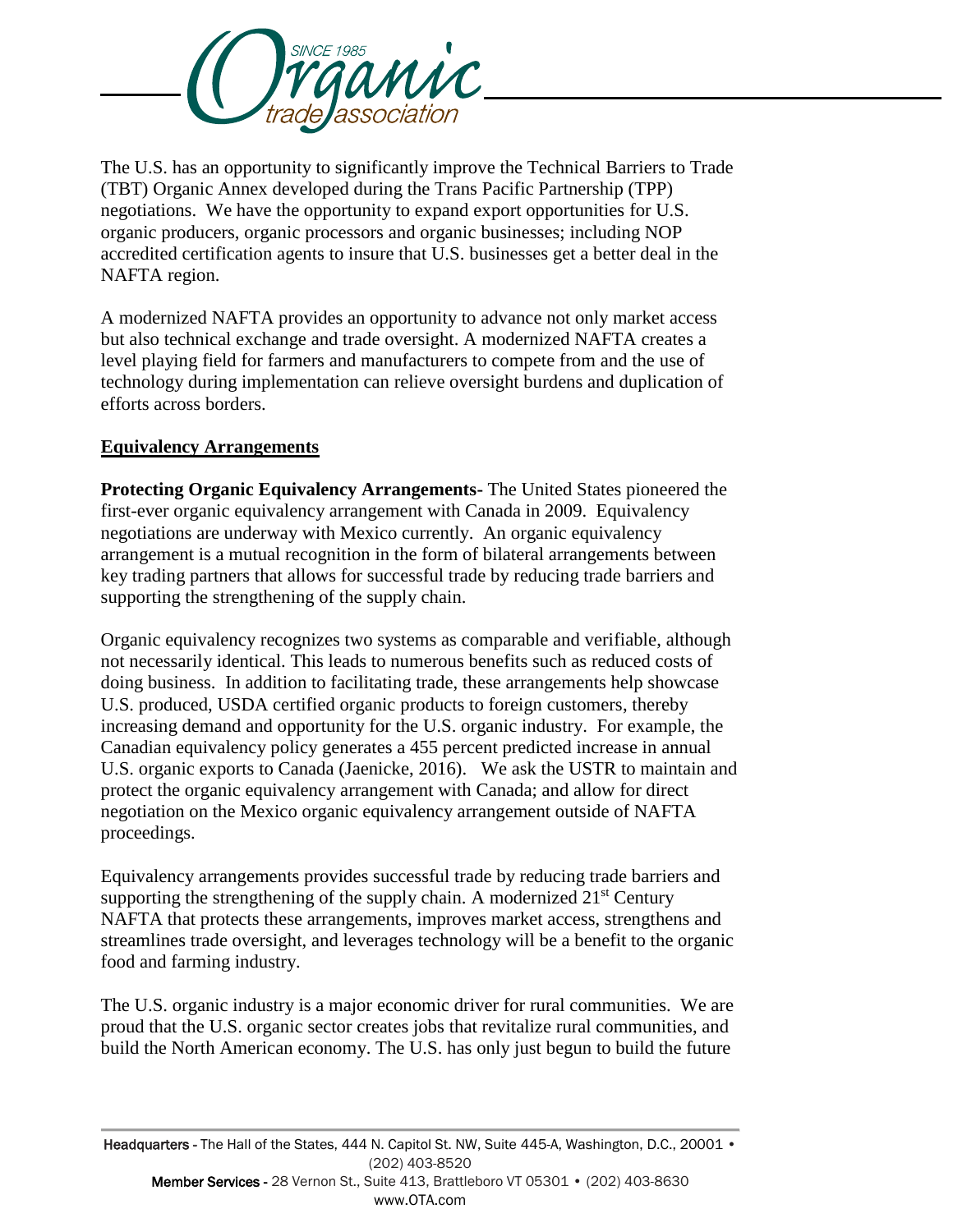The U.S. has an opportunity to significantly improve the Technical Barriers to Trade (TBT) Organic Annex developed during the Trans Pacific Partnership (TPP) negotiations. We have the opportunity to expand export opportunities for U.S. organic producers, organic processors and organic businesses; including NOP accredited certification agents to insure that U.S. businesses get a better deal in the NAFTA region.

A modernized NAFTA provides an opportunity to advance not only market access but also technical exchange and trade oversight. A modernized NAFTA creates a level playing field for farmers and manufacturers to compete from and the use of technology during implementation can relieve oversight burdens and duplication of efforts across borders.

## Equivalency Arrangements

**Protecting Organic Equivalency Arrangements-** The United States pioneered the first-ever organic equivalency arrangement with Canada in 2009. Equivalency negotiations are underway with Mexico currently. An organic equivalency arrangement is a mutual recognition in the form of bilateral arrangements between key trading partners that allows for successful trade by reducing trade barriers and supporting the strengthening of the supply chain.

Organic equivalency recognizes two systems as comparable and verifiable, although not necessarily identical. This leads to numerous benefits such as reduced costs of doing business. In addition to facilitating trade, these arrangements help showcase U.S. produced, USDA certified organic products to foreign customers, thereby increasing demand and opportunity for the U.S. organic industry. For example, the Canadian equivalency policy generates a 455 percent predicted increase in annual U.S. organic exports to Canada (Jaenicke, 2016). We ask the USTR to maintain and protect the organic equivalency arrangement with Canada; and allow for direct negotiation on the Mexico organic equivalency arrangement outside of NAFTA proceedings.

Equivalency arrangements provides successful trade by reducing trade barriers and supporting the strengthening of the supply chain. A modernized 21st Century NAFTA that protects these arrangements, improves market access, strengthens and streamlines trade oversight, and leverages technology will be a benefit to the organic food and farming industry.

The U.S. organic industry is a major economic driver for rural communities. We are proud that the U.S. organic sector creates jobs that revitalize rural communities, and build the North American economy. The U.S. has only just begun to build the future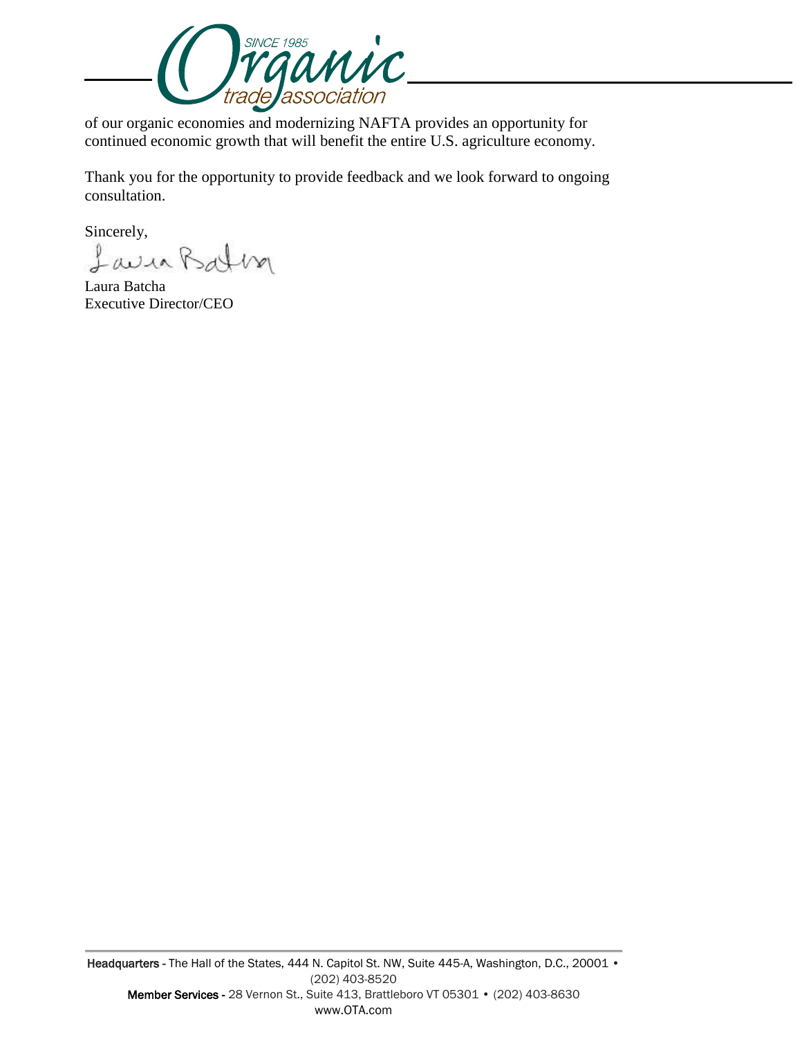of our organic economies and modernizing NAFTA provides an opportunity for continued economic growth that will benefit the entire U.S. agriculture economy.

Thank you for the opportunity to provide feedback and we look forward to ongoing consultation.

Sincerely,

Laura Batcha
Executive Director/CEO